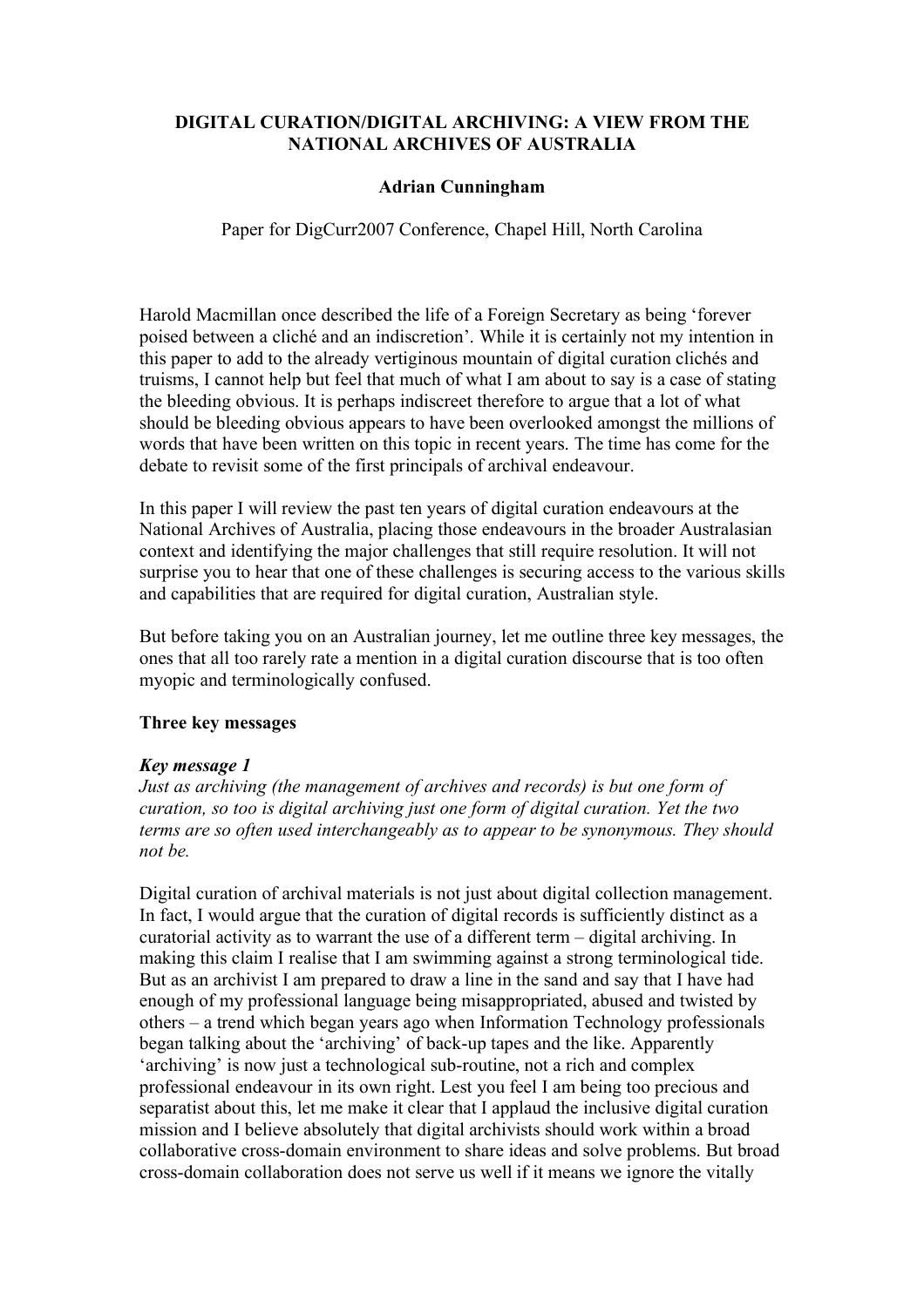# DIGITAL CURATION/DIGITAL ARCHIVING: A VIEW FROM THE NATIONAL ARCHIVES OF AUSTRALIA

**Adrian Cunningham**

Paper for DigCurr2007 Conference, Chapel Hill, North Carolina

Harold Macmillan once described the life of a Foreign Secretary as being 'forever poised between a cliché and an indiscretion'. While it is certainly not my intention in this paper to add to the already vertiginous mountain of digital curation clichés and truisms, I cannot help but feel that much of what I am about to say is a case of stating the bleeding obvious. It is perhaps indiscreet therefore to argue that a lot of what should be bleeding obvious appears to have been overlooked amongst the millions of words that have been written on this topic in recent years. The time has come for the debate to revisit some of the first principals of archival endeavour.

In this paper I will review the past ten years of digital curation endeavours at the National Archives of Australia, placing those endeavours in the broader Australasian context and identifying the major challenges that still require resolution. It will not surprise you to hear that one of these challenges is securing access to the various skills and capabilities that are required for digital curation, Australian style.

But before taking you on an Australian journey, let me outline three key messages, the ones that all too rarely rate a mention in a digital curation discourse that is too often myopic and terminologically confused.

## Three key messages

### *Key message 1*

*Just as archiving (the management of archives and records) is but one form of curation, so too is digital archiving just one form of digital curation. Yet the two terms are so often used interchangeably as to appear to be synonymous. They should not be.*

Digital curation of archival materials is not just about digital collection management. In fact, I would argue that the curation of digital records is sufficiently distinct as a curatorial activity as to warrant the use of a different term – digital archiving. In making this claim I realise that I am swimming against a strong terminological tide. But as an archivist I am prepared to draw a line in the sand and say that I have had enough of my professional language being misappropriated, abused and twisted by others – a trend which began years ago when Information Technology professionals began talking about the 'archiving' of back-up tapes and the like. Apparently 'archiving' is now just a technological sub-routine, not a rich and complex professional endeavour in its own right. Lest you feel I am being too precious and separatist about this, let me make it clear that I applaud the inclusive digital curation mission and I believe absolutely that digital archivists should work within a broad collaborative cross-domain environment to share ideas and solve problems. But broad cross-domain collaboration does not serve us well if it means we ignore the vitally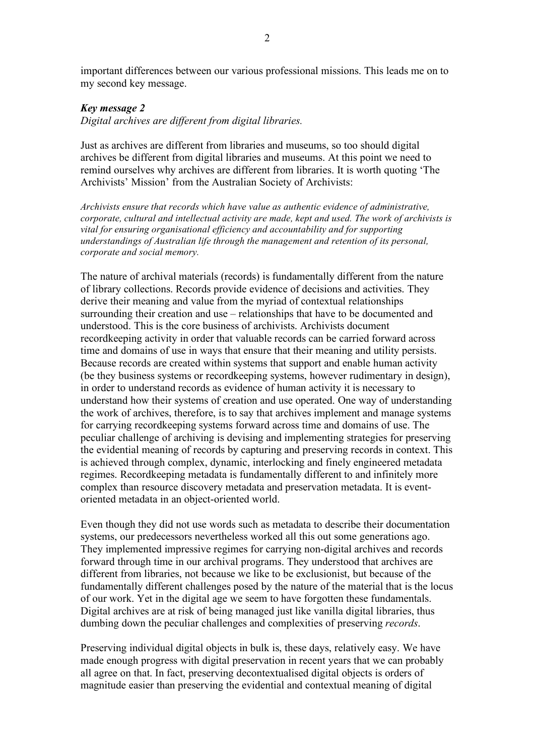important differences between our various professional missions. This leads me on to my second key message.

***Key message 2***

*Digital archives are different from digital libraries.*

Just as archives are different from libraries and museums, so too should digital archives be different from digital libraries and museums. At this point we need to remind ourselves why archives are different from libraries. It is worth quoting 'The Archivists' Mission' from the Australian Society of Archivists:

> *Archivists ensure that records which have value as authentic evidence of administrative, corporate, cultural and intellectual activity are made, kept and used. The work of archivists is vital for ensuring organisational efficiency and accountability and for supporting understandings of Australian life through the management and retention of its personal, corporate and social memory.*

The nature of archival materials (records) is fundamentally different from the nature of library collections. Records provide evidence of decisions and activities. They derive their meaning and value from the myriad of contextual relationships surrounding their creation and use – relationships that have to be documented and understood. This is the core business of archivists. Archivists document recordkeeping activity in order that valuable records can be carried forward across time and domains of use in ways that ensure that their meaning and utility persists. Because records are created within systems that support and enable human activity (be they business systems or recordkeeping systems, however rudimentary in design), in order to understand records as evidence of human activity it is necessary to understand how their systems of creation and use operated. One way of understanding the work of archives, therefore, is to say that archives implement and manage systems for carrying recordkeeping systems forward across time and domains of use. The peculiar challenge of archiving is devising and implementing strategies for preserving the evidential meaning of records by capturing and preserving records in context. This is achieved through complex, dynamic, interlocking and finely engineered metadata regimes. Recordkeeping metadata is fundamentally different to and infinitely more complex than resource discovery metadata and preservation metadata. It is event-oriented metadata in an object-oriented world.

Even though they did not use words such as metadata to describe their documentation systems, our predecessors nevertheless worked all this out some generations ago. They implemented impressive regimes for carrying non-digital archives and records forward through time in our archival programs. They understood that archives are different from libraries, not because we like to be exclusionist, but because of the fundamentally different challenges posed by the nature of the material that is the locus of our work. Yet in the digital age we seem to have forgotten these fundamentals. Digital archives are at risk of being managed just like vanilla digital libraries, thus dumbing down the peculiar challenges and complexities of preserving *records*.

Preserving individual digital objects in bulk is, these days, relatively easy. We have made enough progress with digital preservation in recent years that we can probably all agree on that. In fact, preserving decontextualised digital objects is orders of magnitude easier than preserving the evidential and contextual meaning of digital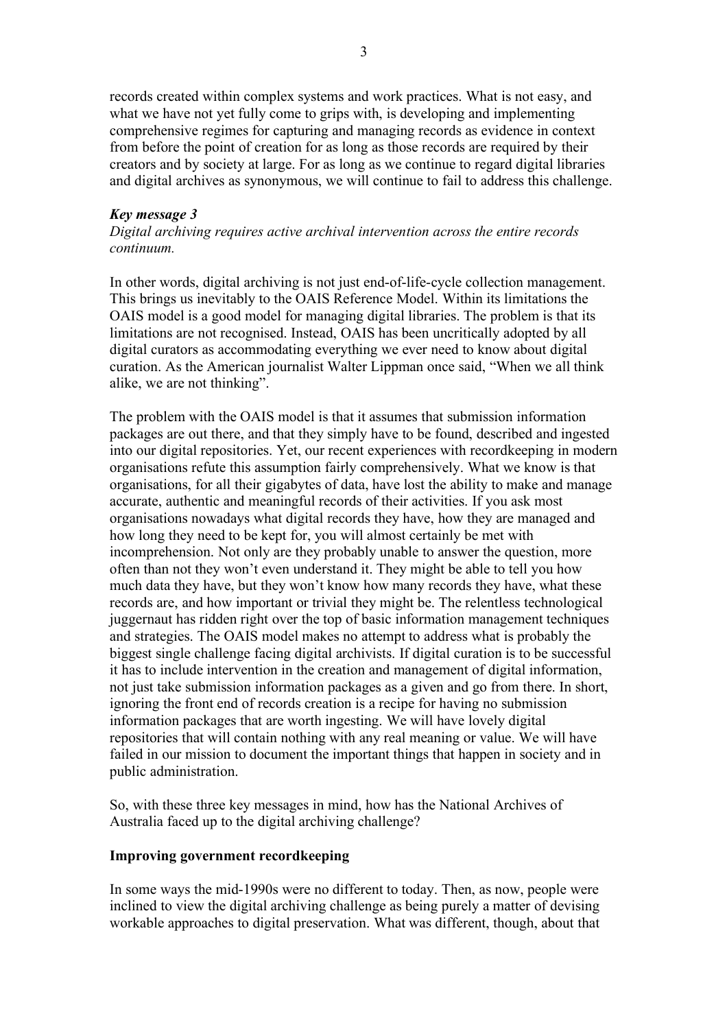records created within complex systems and work practices. What is not easy, and what we have not yet fully come to grips with, is developing and implementing comprehensive regimes for capturing and managing records as evidence in context from before the point of creation for as long as those records are required by their creators and by society at large. For as long as we continue to regard digital libraries and digital archives as synonymous, we will continue to fail to address this challenge.

***Key message 3***

*Digital archiving requires active archival intervention across the entire records continuum.*

In other words, digital archiving is not just end-of-life-cycle collection management. This brings us inevitably to the OAIS Reference Model. Within its limitations the OAIS model is a good model for managing digital libraries. The problem is that its limitations are not recognised. Instead, OAIS has been uncritically adopted by all digital curators as accommodating everything we ever need to know about digital curation. As the American journalist Walter Lippman once said, "When we all think alike, we are not thinking".

The problem with the OAIS model is that it assumes that submission information packages are out there, and that they simply have to be found, described and ingested into our digital repositories. Yet, our recent experiences with recordkeeping in modern organisations refute this assumption fairly comprehensively. What we know is that organisations, for all their gigabytes of data, have lost the ability to make and manage accurate, authentic and meaningful records of their activities. If you ask most organisations nowadays what digital records they have, how they are managed and how long they need to be kept for, you will almost certainly be met with incomprehension. Not only are they probably unable to answer the question, more often than not they won't even understand it. They might be able to tell you how much data they have, but they won't know how many records they have, what these records are, and how important or trivial they might be. The relentless technological juggernaut has ridden right over the top of basic information management techniques and strategies. The OAIS model makes no attempt to address what is probably the biggest single challenge facing digital archivists. If digital curation is to be successful it has to include intervention in the creation and management of digital information, not just take submission information packages as a given and go from there. In short, ignoring the front end of records creation is a recipe for having no submission information packages that are worth ingesting. We will have lovely digital repositories that will contain nothing with any real meaning or value. We will have failed in our mission to document the important things that happen in society and in public administration.

So, with these three key messages in mind, how has the National Archives of Australia faced up to the digital archiving challenge?

## Improving government recordkeeping

In some ways the mid-1990s were no different to today. Then, as now, people were inclined to view the digital archiving challenge as being purely a matter of devising workable approaches to digital preservation. What was different, though, about that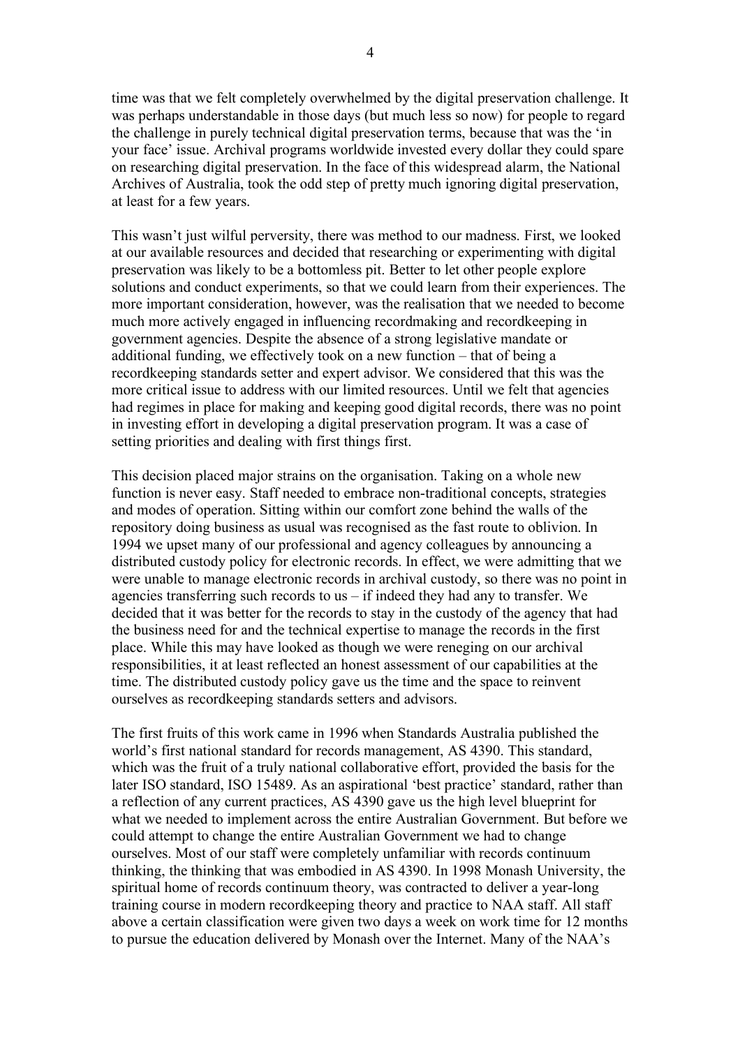time was that we felt completely overwhelmed by the digital preservation challenge. It was perhaps understandable in those days (but much less so now) for people to regard the challenge in purely technical digital preservation terms, because that was the 'in your face' issue. Archival programs worldwide invested every dollar they could spare on researching digital preservation. In the face of this widespread alarm, the National Archives of Australia, took the odd step of pretty much ignoring digital preservation, at least for a few years.

This wasn't just wilful perversity, there was method to our madness. First, we looked at our available resources and decided that researching or experimenting with digital preservation was likely to be a bottomless pit. Better to let other people explore solutions and conduct experiments, so that we could learn from their experiences. The more important consideration, however, was the realisation that we needed to become much more actively engaged in influencing recordmaking and recordkeeping in government agencies. Despite the absence of a strong legislative mandate or additional funding, we effectively took on a new function – that of being a recordkeeping standards setter and expert advisor. We considered that this was the more critical issue to address with our limited resources. Until we felt that agencies had regimes in place for making and keeping good digital records, there was no point in investing effort in developing a digital preservation program. It was a case of setting priorities and dealing with first things first.

This decision placed major strains on the organisation. Taking on a whole new function is never easy. Staff needed to embrace non-traditional concepts, strategies and modes of operation. Sitting within our comfort zone behind the walls of the repository doing business as usual was recognised as the fast route to oblivion. In 1994 we upset many of our professional and agency colleagues by announcing a distributed custody policy for electronic records. In effect, we were admitting that we were unable to manage electronic records in archival custody, so there was no point in agencies transferring such records to us – if indeed they had any to transfer. We decided that it was better for the records to stay in the custody of the agency that had the business need for and the technical expertise to manage the records in the first place. While this may have looked as though we were reneging on our archival responsibilities, it at least reflected an honest assessment of our capabilities at the time. The distributed custody policy gave us the time and the space to reinvent ourselves as recordkeeping standards setters and advisors.

The first fruits of this work came in 1996 when Standards Australia published the world's first national standard for records management, AS 4390. This standard, which was the fruit of a truly national collaborative effort, provided the basis for the later ISO standard, ISO 15489. As an aspirational 'best practice' standard, rather than a reflection of any current practices, AS 4390 gave us the high level blueprint for what we needed to implement across the entire Australian Government. But before we could attempt to change the entire Australian Government we had to change ourselves. Most of our staff were completely unfamiliar with records continuum thinking, the thinking that was embodied in AS 4390. In 1998 Monash University, the spiritual home of records continuum theory, was contracted to deliver a year-long training course in modern recordkeeping theory and practice to NAA staff. All staff above a certain classification were given two days a week on work time for 12 months to pursue the education delivered by Monash over the Internet. Many of the NAA's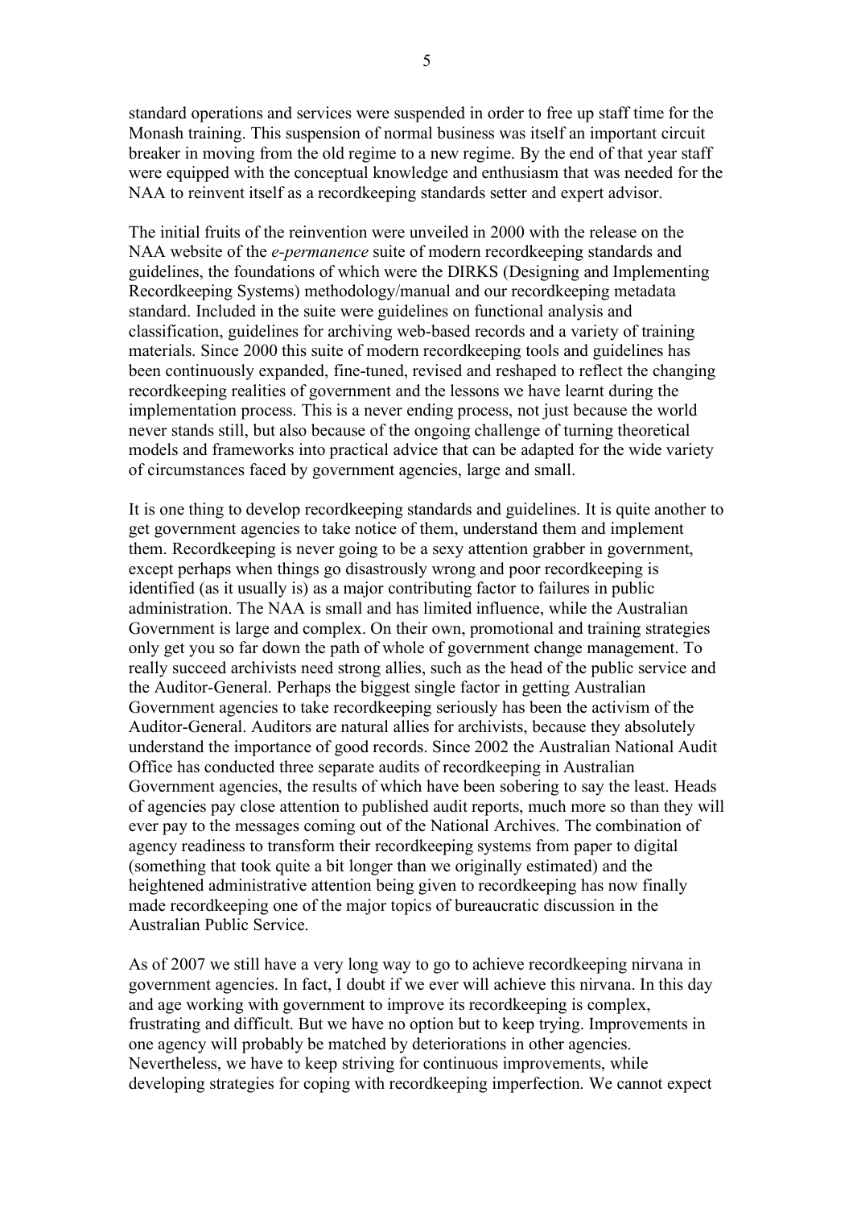standard operations and services were suspended in order to free up staff time for the Monash training. This suspension of normal business was itself an important circuit breaker in moving from the old regime to a new regime. By the end of that year staff were equipped with the conceptual knowledge and enthusiasm that was needed for the NAA to reinvent itself as a recordkeeping standards setter and expert advisor.

The initial fruits of the reinvention were unveiled in 2000 with the release on the NAA website of the *e-permanence* suite of modern recordkeeping standards and guidelines, the foundations of which were the DIRKS (Designing and Implementing Recordkeeping Systems) methodology/manual and our recordkeeping metadata standard. Included in the suite were guidelines on functional analysis and classification, guidelines for archiving web-based records and a variety of training materials. Since 2000 this suite of modern recordkeeping tools and guidelines has been continuously expanded, fine-tuned, revised and reshaped to reflect the changing recordkeeping realities of government and the lessons we have learnt during the implementation process. This is a never ending process, not just because the world never stands still, but also because of the ongoing challenge of turning theoretical models and frameworks into practical advice that can be adapted for the wide variety of circumstances faced by government agencies, large and small.

It is one thing to develop recordkeeping standards and guidelines. It is quite another to get government agencies to take notice of them, understand them and implement them. Recordkeeping is never going to be a sexy attention grabber in government, except perhaps when things go disastrously wrong and poor recordkeeping is identified (as it usually is) as a major contributing factor to failures in public administration. The NAA is small and has limited influence, while the Australian Government is large and complex. On their own, promotional and training strategies only get you so far down the path of whole of government change management. To really succeed archivists need strong allies, such as the head of the public service and the Auditor-General. Perhaps the biggest single factor in getting Australian Government agencies to take recordkeeping seriously has been the activism of the Auditor-General. Auditors are natural allies for archivists, because they absolutely understand the importance of good records. Since 2002 the Australian National Audit Office has conducted three separate audits of recordkeeping in Australian Government agencies, the results of which have been sobering to say the least. Heads of agencies pay close attention to published audit reports, much more so than they will ever pay to the messages coming out of the National Archives. The combination of agency readiness to transform their recordkeeping systems from paper to digital (something that took quite a bit longer than we originally estimated) and the heightened administrative attention being given to recordkeeping has now finally made recordkeeping one of the major topics of bureaucratic discussion in the Australian Public Service.

As of 2007 we still have a very long way to go to achieve recordkeeping nirvana in government agencies. In fact, I doubt if we ever will achieve this nirvana. In this day and age working with government to improve its recordkeeping is complex, frustrating and difficult. But we have no option but to keep trying. Improvements in one agency will probably be matched by deteriorations in other agencies. Nevertheless, we have to keep striving for continuous improvements, while developing strategies for coping with recordkeeping imperfection. We cannot expect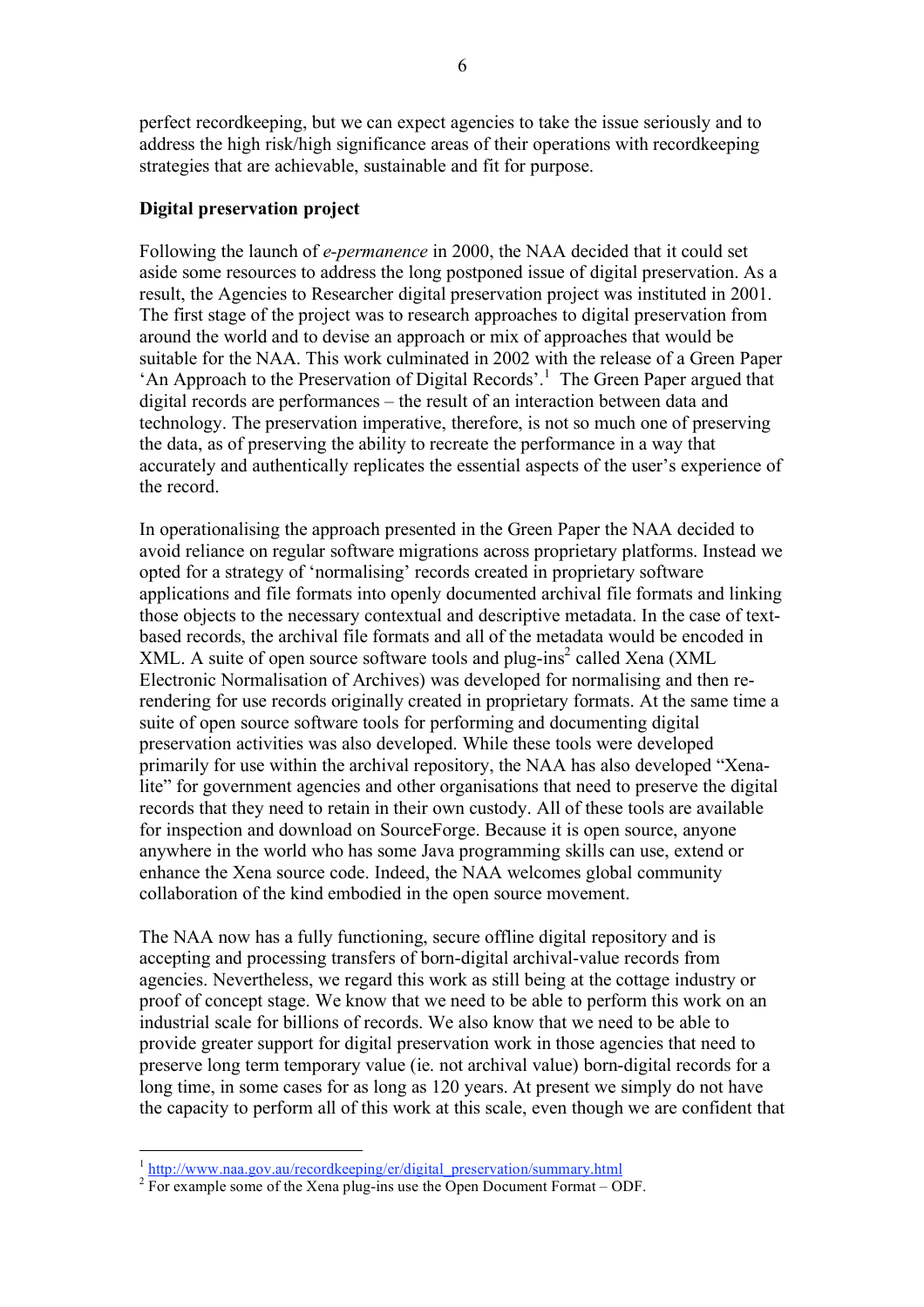perfect recordkeeping, but we can expect agencies to take the issue seriously and to address the high risk/high significance areas of their operations with recordkeeping strategies that are achievable, sustainable and fit for purpose.

**Digital preservation project**

Following the launch of *e-permanence* in 2000, the NAA decided that it could set aside some resources to address the long postponed issue of digital preservation. As a result, the Agencies to Researcher digital preservation project was instituted in 2001. The first stage of the project was to research approaches to digital preservation from around the world and to devise an approach or mix of approaches that would be suitable for the NAA. This work culminated in 2002 with the release of a Green Paper 'An Approach to the Preservation of Digital Records'.[1] The Green Paper argued that digital records are performances – the result of an interaction between data and technology. The preservation imperative, therefore, is not so much one of preserving the data, as of preserving the ability to recreate the performance in a way that accurately and authentically replicates the essential aspects of the user's experience of the record.

In operationalising the approach presented in the Green Paper the NAA decided to avoid reliance on regular software migrations across proprietary platforms. Instead we opted for a strategy of 'normalising' records created in proprietary software applications and file formats into openly documented archival file formats and linking those objects to the necessary contextual and descriptive metadata. In the case of text-based records, the archival file formats and all of the metadata would be encoded in XML. A suite of open source software tools and plug-ins[2] called Xena (XML Electronic Normalisation of Archives) was developed for normalising and then re-rendering for use records originally created in proprietary formats. At the same time a suite of open source software tools for performing and documenting digital preservation activities was also developed. While these tools were developed primarily for use within the archival repository, the NAA has also developed "Xena-lite" for government agencies and other organisations that need to preserve the digital records that they need to retain in their own custody. All of these tools are available for inspection and download on SourceForge. Because it is open source, anyone anywhere in the world who has some Java programming skills can use, extend or enhance the Xena source code. Indeed, the NAA welcomes global community collaboration of the kind embodied in the open source movement.

The NAA now has a fully functioning, secure offline digital repository and is accepting and processing transfers of born-digital archival-value records from agencies. Nevertheless, we regard this work as still being at the cottage industry or proof of concept stage. We know that we need to be able to perform this work on an industrial scale for billions of records. We also know that we need to be able to provide greater support for digital preservation work in those agencies that need to preserve long term temporary value (ie. not archival value) born-digital records for a long time, in some cases for as long as 120 years. At present we simply do not have the capacity to perform all of this work at this scale, even though we are confident that

[1] http://www.naa.gov.au/recordkeeping/er/digital_preservation/summary.html

[2] For example some of the Xena plug-ins use the Open Document Format – ODF.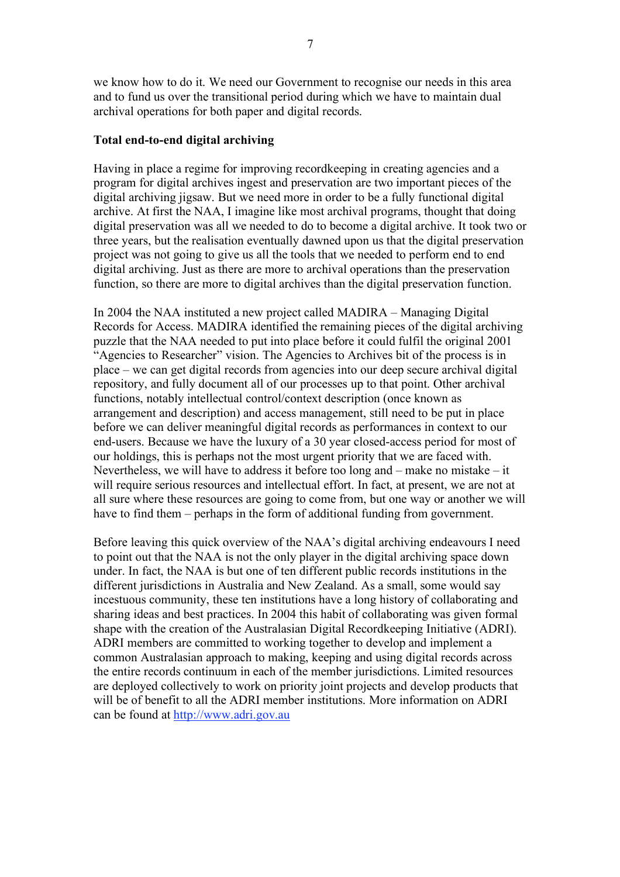we know how to do it. We need our Government to recognise our needs in this area and to fund us over the transitional period during which we have to maintain dual archival operations for both paper and digital records.

**Total end-to-end digital archiving**

Having in place a regime for improving recordkeeping in creating agencies and a program for digital archives ingest and preservation are two important pieces of the digital archiving jigsaw. But we need more in order to be a fully functional digital archive. At first the NAA, I imagine like most archival programs, thought that doing digital preservation was all we needed to do to become a digital archive. It took two or three years, but the realisation eventually dawned upon us that the digital preservation project was not going to give us all the tools that we needed to perform end to end digital archiving. Just as there are more to archival operations than the preservation function, so there are more to digital archives than the digital preservation function.

In 2004 the NAA instituted a new project called MADIRA – Managing Digital Records for Access. MADIRA identified the remaining pieces of the digital archiving puzzle that the NAA needed to put into place before it could fulfil the original 2001 "Agencies to Researcher" vision. The Agencies to Archives bit of the process is in place – we can get digital records from agencies into our deep secure archival digital repository, and fully document all of our processes up to that point. Other archival functions, notably intellectual control/context description (once known as arrangement and description) and access management, still need to be put in place before we can deliver meaningful digital records as performances in context to our end-users. Because we have the luxury of a 30 year closed-access period for most of our holdings, this is perhaps not the most urgent priority that we are faced with. Nevertheless, we will have to address it before too long and – make no mistake – it will require serious resources and intellectual effort. In fact, at present, we are not at all sure where these resources are going to come from, but one way or another we will have to find them – perhaps in the form of additional funding from government.

Before leaving this quick overview of the NAA's digital archiving endeavours I need to point out that the NAA is not the only player in the digital archiving space down under. In fact, the NAA is but one of ten different public records institutions in the different jurisdictions in Australia and New Zealand. As a small, some would say incestuous community, these ten institutions have a long history of collaborating and sharing ideas and best practices. In 2004 this habit of collaborating was given formal shape with the creation of the Australasian Digital Recordkeeping Initiative (ADRI). ADRI members are committed to working together to develop and implement a common Australasian approach to making, keeping and using digital records across the entire records continuum in each of the member jurisdictions. Limited resources are deployed collectively to work on priority joint projects and develop products that will be of benefit to all the ADRI member institutions. More information on ADRI can be found at [http://www.adri.gov.au](http://www.adri.gov.au)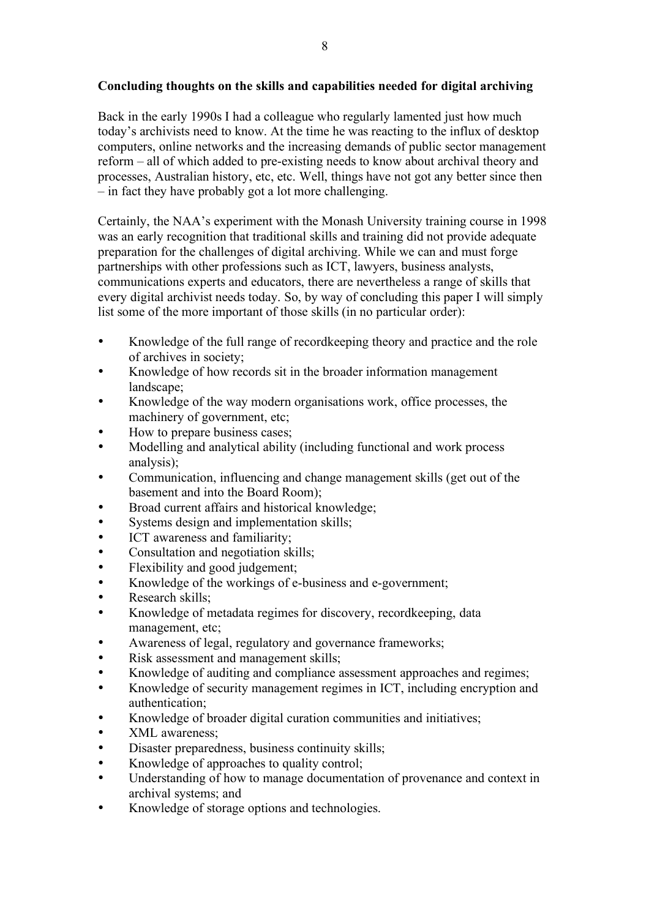**Concluding thoughts on the skills and capabilities needed for digital archiving**

Back in the early 1990s I had a colleague who regularly lamented just how much today's archivists need to know. At the time he was reacting to the influx of desktop computers, online networks and the increasing demands of public sector management reform – all of which added to pre-existing needs to know about archival theory and processes, Australian history, etc, etc. Well, things have not got any better since then – in fact they have probably got a lot more challenging.

Certainly, the NAA's experiment with the Monash University training course in 1998 was an early recognition that traditional skills and training did not provide adequate preparation for the challenges of digital archiving. While we can and must forge partnerships with other professions such as ICT, lawyers, business analysts, communications experts and educators, there are nevertheless a range of skills that every digital archivist needs today. So, by way of concluding this paper I will simply list some of the more important of those skills (in no particular order):

- Knowledge of the full range of recordkeeping theory and practice and the role of archives in society;
- Knowledge of how records sit in the broader information management landscape;
- Knowledge of the way modern organisations work, office processes, the machinery of government, etc;
- How to prepare business cases;
- Modelling and analytical ability (including functional and work process analysis);
- Communication, influencing and change management skills (get out of the basement and into the Board Room);
- Broad current affairs and historical knowledge;
- Systems design and implementation skills;
- ICT awareness and familiarity;
- Consultation and negotiation skills;
- Flexibility and good judgement;
- Knowledge of the workings of e-business and e-government;
- Research skills;
- Knowledge of metadata regimes for discovery, recordkeeping, data management, etc;
- Awareness of legal, regulatory and governance frameworks;
- Risk assessment and management skills;
- Knowledge of auditing and compliance assessment approaches and regimes;
- Knowledge of security management regimes in ICT, including encryption and authentication;
- Knowledge of broader digital curation communities and initiatives;
- XML awareness;
- Disaster preparedness, business continuity skills;
- Knowledge of approaches to quality control;
- Understanding of how to manage documentation of provenance and context in archival systems; and
- Knowledge of storage options and technologies.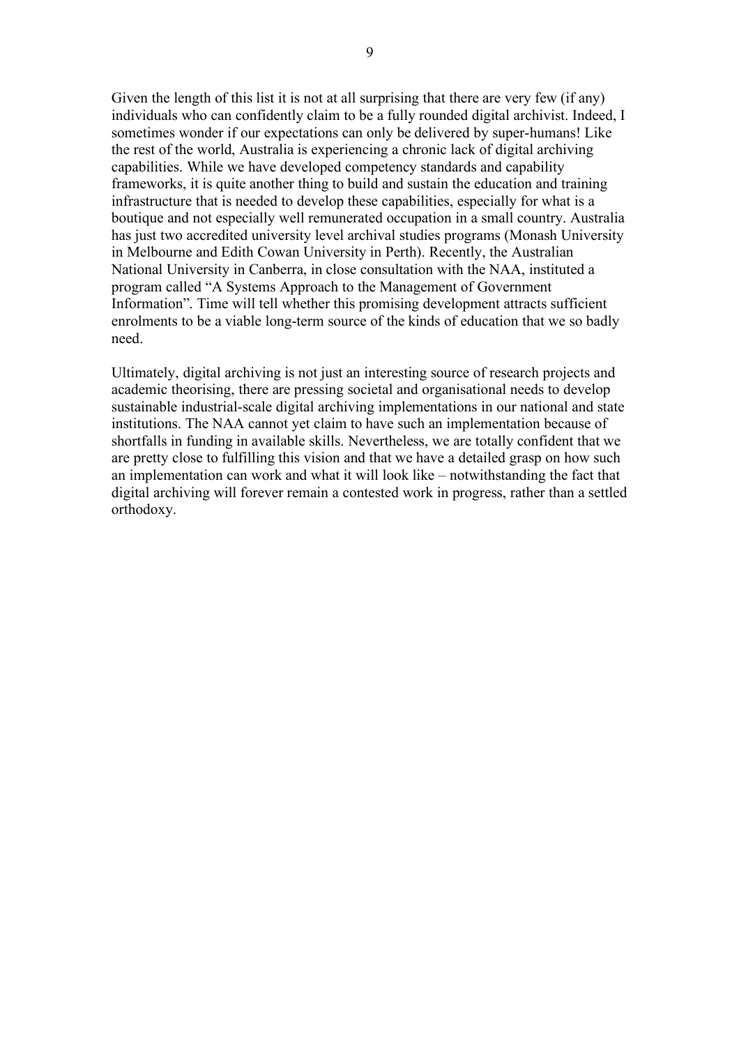Given the length of this list it is not at all surprising that there are very few (if any) individuals who can confidently claim to be a fully rounded digital archivist. Indeed, I sometimes wonder if our expectations can only be delivered by super-humans! Like the rest of the world, Australia is experiencing a chronic lack of digital archiving capabilities. While we have developed competency standards and capability frameworks, it is quite another thing to build and sustain the education and training infrastructure that is needed to develop these capabilities, especially for what is a boutique and not especially well remunerated occupation in a small country. Australia has just two accredited university level archival studies programs (Monash University in Melbourne and Edith Cowan University in Perth). Recently, the Australian National University in Canberra, in close consultation with the NAA, instituted a program called "A Systems Approach to the Management of Government Information". Time will tell whether this promising development attracts sufficient enrolments to be a viable long-term source of the kinds of education that we so badly need.

Ultimately, digital archiving is not just an interesting source of research projects and academic theorising, there are pressing societal and organisational needs to develop sustainable industrial-scale digital archiving implementations in our national and state institutions. The NAA cannot yet claim to have such an implementation because of shortfalls in funding in available skills. Nevertheless, we are totally confident that we are pretty close to fulfilling this vision and that we have a detailed grasp on how such an implementation can work and what it will look like – notwithstanding the fact that digital archiving will forever remain a contested work in progress, rather than a settled orthodoxy.